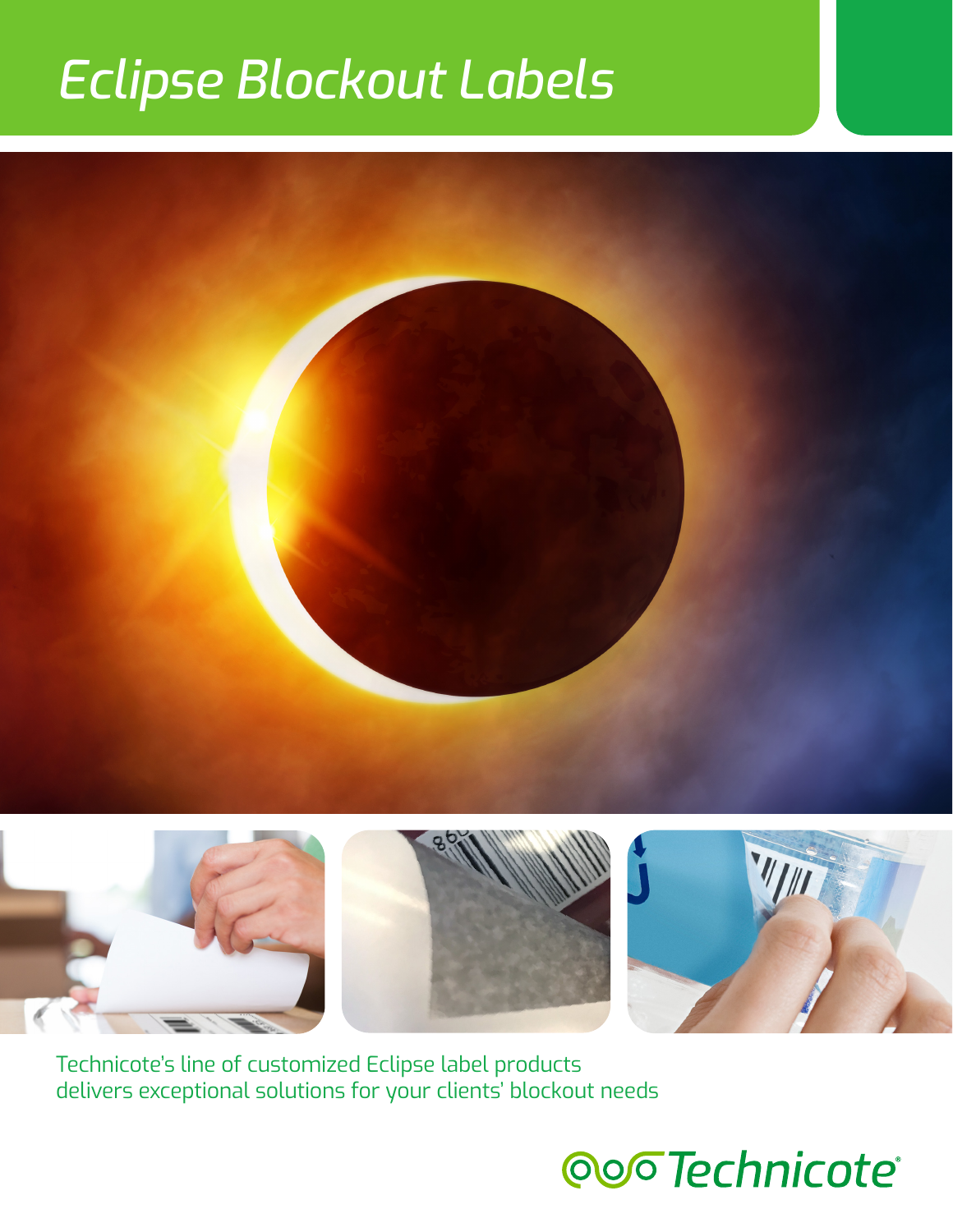# Eclipse Blockout Labels

Technicote's line of customized Eclipse label products delivers exceptional solutions for your clients' blockout needs

Technicote®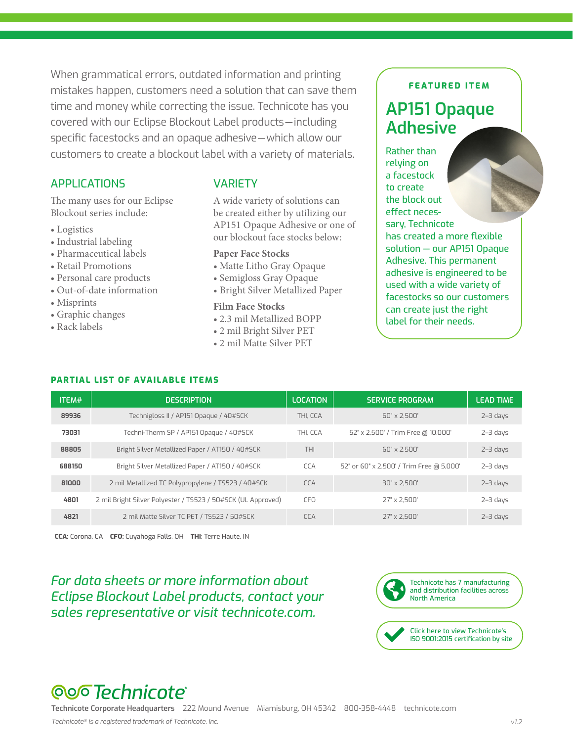When grammatical errors, outdated information and printing mistakes happen, customers need a solution that can save them time and money while correcting the issue. Technicote has you covered with our Eclipse Blockout Label products—including specific facestocks and an opaque adhesive—which allow our customers to create a blockout label with a variety of materials.

## APPLICATIONS

The many uses for our Eclipse Blockout series include:

- Logistics
- Industrial labeling
- Pharmaceutical labels
- Retail Promotions
- Personal care products
- Out-of-date information
- Misprints
- Graphic changes
- Rack labels

## VARIETY

A wide variety of solutions can be created either by utilizing our AP151 Opaque Adhesive or one of our blockout face stocks below:

**Paper Face Stocks**

- Matte Litho Gray Opaque
- Semigloss Gray Opaque
- Bright Silver Metallized Paper

**Film Face Stocks**

- 2.3 mil Metallized BOPP
- 2 mil Bright Silver PET
- 2 mil Matte Silver PET

**FEATURED ITEM**

## AP151 Opaque Adhesive

Rather than relying on a facestock to create the block out effect necessary, Technicote has created a more flexible solution — our AP151 Opaque Adhesive. This permanent adhesive is engineered to be used with a wide variety of facestocks so our customers can create just the right label for their needs.

### PARTIAL LIST OF AVAILABLE ITEMS

| ITEM# | DESCRIPTION | LOCATION | SERVICE PROGRAM | LEAD TIME |
|---|---|---|---|---|
| 89936 | Technigloss II / AP151 Opaque / 40#SCK | THI, CCA | 60" x 2,500' | 2–3 days |
| 73031 | Techni-Therm SP / AP151 Opaque / 40#SCK | THI, CCA | 52" x 2,500' / Trim Free @ 10,000' | 2–3 days |
| 88805 | Bright Silver Metallized Paper / AT150 / 40#SCK | THI | 60" x 2,500' | 2–3 days |
| 688150 | Bright Silver Metallized Paper / AT150 / 40#SCK | CCA | 52" or 60" x 2,500' / Trim Free @ 5,000' | 2–3 days |
| 81000 | 2 mil Metallized TC Polypropylene / TS523 / 40#SCK | CCA | 30" x 2,500' | 2–3 days |
| 4801 | 2 mil Bright Silver Polyester / TS523 / 50#SCK (UL Approved) | CFO | 27" x 2,500' | 2–3 days |
| 4821 | 2 mil Matte Silver TC PET / TS523 / 50#SCK | CCA | 27" x 2,500' | 2–3 days |

**CCA:** Corona, CA **CFO:** Cuyahoga Falls, OH **THI**: Terre Haute, IN

*For data sheets or more information about Eclipse Blockout Label products, contact your sales representative or visit technicote.com.*

Technicote has 7 manufacturing and distribution facilities across North America

Click here to view Technicote's ISO 9001:2015 certification by site

Technicote®

**Technicote Corporate Headquarters** 222 Mound Avenue Miamisburg, OH 45342 800-358-4448 technicote.com

*Technicote® is a registered trademark of Technicote, Inc.*

*v1.2*